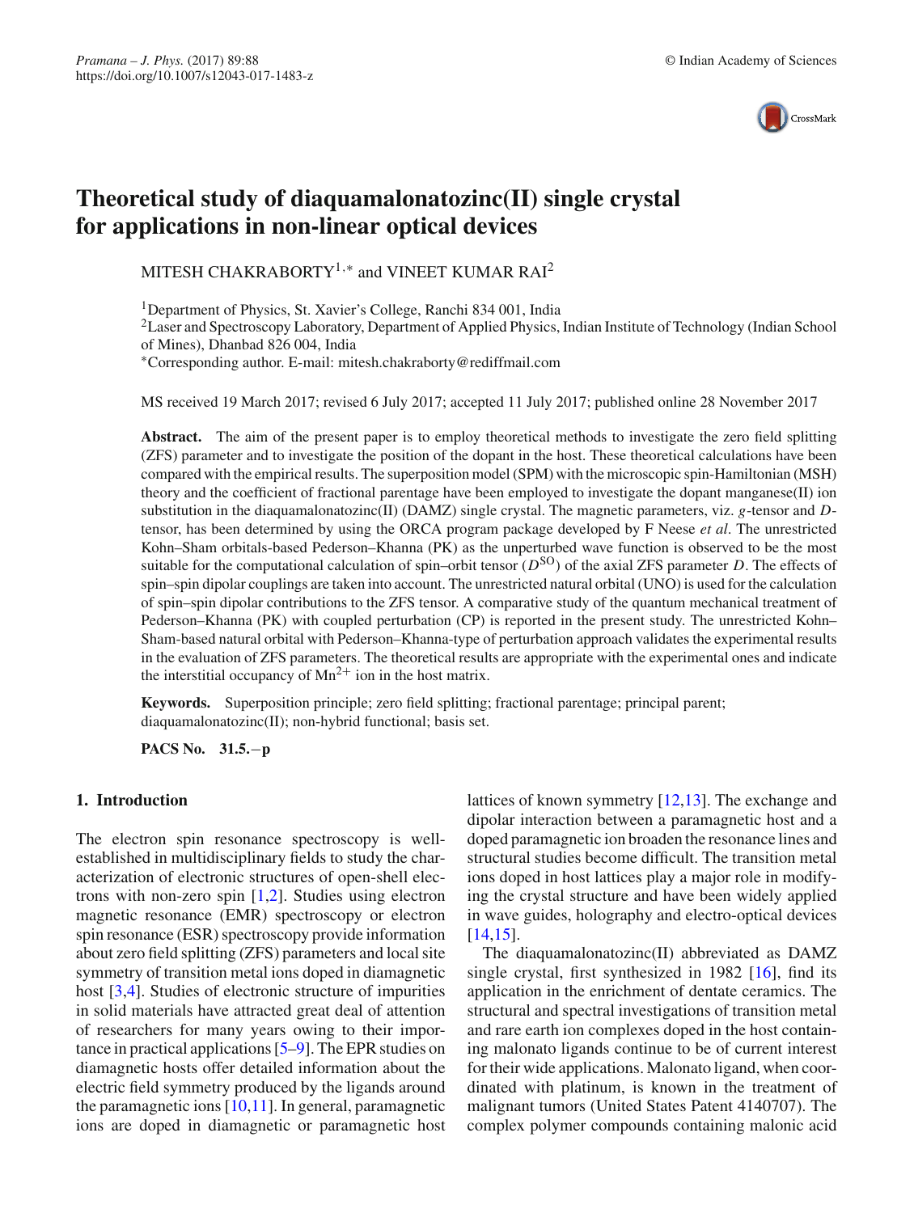# Theoretical study of diaquamalonatozinc(II) single crystal for applications in non-linear optical devices

MITESH CHAKRABORTY[1,*] and VINEET KUMAR RAI[2]

[1]Department of Physics, St. Xavier's College, Ranchi 834 001, India
[2]Laser and Spectroscopy Laboratory, Department of Applied Physics, Indian Institute of Technology (Indian School of Mines), Dhanbad 826 004, India
*Corresponding author. E-mail: mitesh.chakraborty@rediffmail.com

MS received 19 March 2017; revised 6 July 2017; accepted 11 July 2017; published online 28 November 2017

**Abstract.** The aim of the present paper is to employ theoretical methods to investigate the zero field splitting (ZFS) parameter and to investigate the position of the dopant in the host. These theoretical calculations have been compared with the empirical results. The superposition model (SPM) with the microscopic spin-Hamiltonian (MSH) theory and the coefficient of fractional parentage have been employed to investigate the dopant manganese(II) ion substitution in the diaquamalonatozinc(II) (DAMZ) single crystal. The magnetic parameters, viz. $g$-tensor and $D$-tensor, has been determined by using the ORCA program package developed by F Neese *et al*. The unrestricted Kohn–Sham orbitals-based Pederson–Khanna (PK) as the unperturbed wave function is observed to be the most suitable for the computational calculation of spin–orbit tensor ($D^{SO}$) of the axial ZFS parameter $D$. The effects of spin–spin dipolar couplings are taken into account. The unrestricted natural orbital (UNO) is used for the calculation of spin–spin dipolar contributions to the ZFS tensor. A comparative study of the quantum mechanical treatment of Pederson–Khanna (PK) with coupled perturbation (CP) is reported in the present study. The unrestricted Kohn–Sham-based natural orbital with Pederson–Khanna-type of perturbation approach validates the experimental results in the evaluation of ZFS parameters. The theoretical results are appropriate with the experimental ones and indicate the interstitial occupancy of $Mn^{2+}$ ion in the host matrix.

**Keywords.** Superposition principle; zero field splitting; fractional parentage; principal parent; diaquamalonatozinc(II); non-hybrid functional; basis set.

**PACS No.** **31.5.−p**

## 1. Introduction

The electron spin resonance spectroscopy is well-established in multidisciplinary fields to study the characterization of electronic structures of open-shell electrons with non-zero spin [1,2]. Studies using electron magnetic resonance (EMR) spectroscopy or electron spin resonance (ESR) spectroscopy provide information about zero field splitting (ZFS) parameters and local site symmetry of transition metal ions doped in diamagnetic host [3,4]. Studies of electronic structure of impurities in solid materials have attracted great deal of attention of researchers for many years owing to their importance in practical applications [5–9]. The EPR studies on diamagnetic hosts offer detailed information about the electric field symmetry produced by the ligands around the paramagnetic ions [10,11]. In general, paramagnetic ions are doped in diamagnetic or paramagnetic host lattices of known symmetry [12,13]. The exchange and dipolar interaction between a paramagnetic host and a doped paramagnetic ion broaden the resonance lines and structural studies become difficult. The transition metal ions doped in host lattices play a major role in modifying the crystal structure and have been widely applied in wave guides, holography and electro-optical devices [14,15].

The diaquamalonatozinc(II) abbreviated as DAMZ single crystal, first synthesized in 1982 [16], find its application in the enrichment of dentate ceramics. The structural and spectral investigations of transition metal and rare earth ion complexes doped in the host containing malonato ligands continue to be of current interest for their wide applications. Malonato ligand, when coordinated with platinum, is known in the treatment of malignant tumors (United States Patent 4140707). The complex polymer compounds containing malonic acid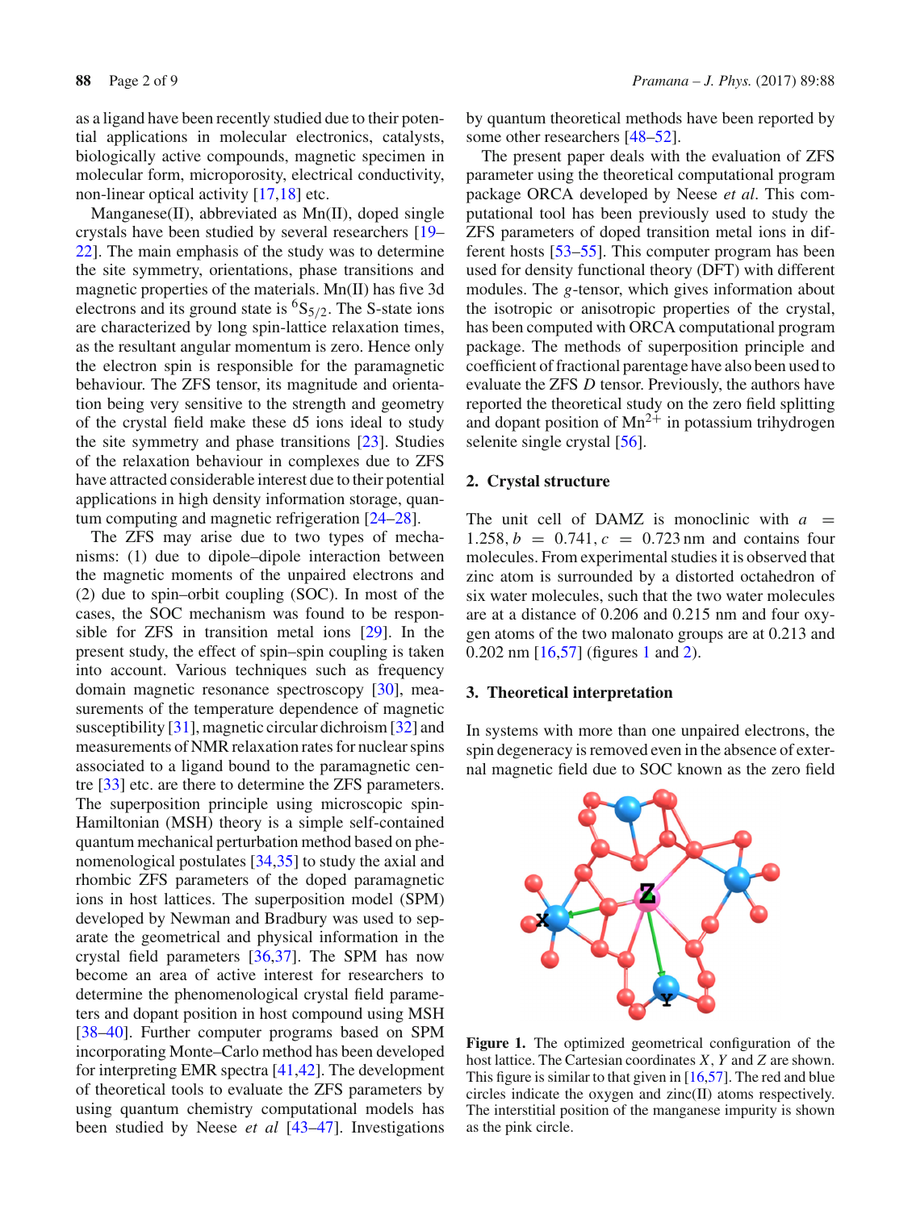as a ligand have been recently studied due to their potential applications in molecular electronics, catalysts, biologically active compounds, magnetic specimen in molecular form, microporosity, electrical conductivity, non-linear optical activity [17,18] etc.

Manganese(II), abbreviated as Mn(II), doped single crystals have been studied by several researchers [19–22]. The main emphasis of the study was to determine the site symmetry, orientations, phase transitions and magnetic properties of the materials. Mn(II) has five 3d electrons and its ground state is $^6S_{5/2}$. The S-state ions are characterized by long spin-lattice relaxation times, as the resultant angular momentum is zero. Hence only the electron spin is responsible for the paramagnetic behaviour. The ZFS tensor, its magnitude and orientation being very sensitive to the strength and geometry of the crystal field make these d5 ions ideal to study the site symmetry and phase transitions [23]. Studies of the relaxation behaviour in complexes due to ZFS have attracted considerable interest due to their potential applications in high density information storage, quantum computing and magnetic refrigeration [24–28].

The ZFS may arise due to two types of mechanisms: (1) due to dipole–dipole interaction between the magnetic moments of the unpaired electrons and (2) due to spin–orbit coupling (SOC). In most of the cases, the SOC mechanism was found to be responsible for ZFS in transition metal ions [29]. In the present study, the effect of spin–spin coupling is taken into account. Various techniques such as frequency domain magnetic resonance spectroscopy [30], measurements of the temperature dependence of magnetic susceptibility [31], magnetic circular dichroism [32] and measurements of NMR relaxation rates for nuclear spins associated to a ligand bound to the paramagnetic centre [33] etc. are there to determine the ZFS parameters. The superposition principle using microscopic spin-Hamiltonian (MSH) theory is a simple self-contained quantum mechanical perturbation method based on phenomenological postulates [34,35] to study the axial and rhombic ZFS parameters of the doped paramagnetic ions in host lattices. The superposition model (SPM) developed by Newman and Bradbury was used to separate the geometrical and physical information in the crystal field parameters [36,37]. The SPM has now become an area of active interest for researchers to determine the phenomenological crystal field parameters and dopant position in host compound using MSH [38–40]. Further computer programs based on SPM incorporating Monte–Carlo method has been developed for interpreting EMR spectra [41,42]. The development of theoretical tools to evaluate the ZFS parameters by using quantum chemistry computational models has been studied by Neese *et al* [43–47]. Investigations by quantum theoretical methods have been reported by some other researchers [48–52].

The present paper deals with the evaluation of ZFS parameter using the theoretical computational program package ORCA developed by Neese *et al*. This computational tool has been previously used to study the ZFS parameters of doped transition metal ions in different hosts [53–55]. This computer program has been used for density functional theory (DFT) with different modules. The $g$-tensor, which gives information about the isotropic or anisotropic properties of the crystal, has been computed with ORCA computational program package. The methods of superposition principle and coefficient of fractional parentage have also been used to evaluate the ZFS $D$ tensor. Previously, the authors have reported the theoretical study on the zero field splitting and dopant position of $Mn^{2+}$ in potassium trihydrogen selenite single crystal [56].

## 2. Crystal structure

The unit cell of DAMZ is monoclinic with $a = 1.258, b = 0.741, c = 0.723$ nm and contains four molecules. From experimental studies it is observed that zinc atom is surrounded by a distorted octahedron of six water molecules, such that the two water molecules are at a distance of 0.206 and 0.215 nm and four oxygen atoms of the two malonato groups are at 0.213 and 0.202 nm [16,57] (figures 1 and 2).

## 3. Theoretical interpretation

In systems with more than one unpaired electrons, the spin degeneracy is removed even in the absence of external magnetic field due to SOC known as the zero field

**Figure 1.** The optimized geometrical configuration of the host lattice. The Cartesian coordinates $X$, $Y$ and $Z$ are shown. This figure is similar to that given in [16,57]. The red and blue circles indicate the oxygen and zinc(II) atoms respectively. The interstitial position of the manganese impurity is shown as the pink circle.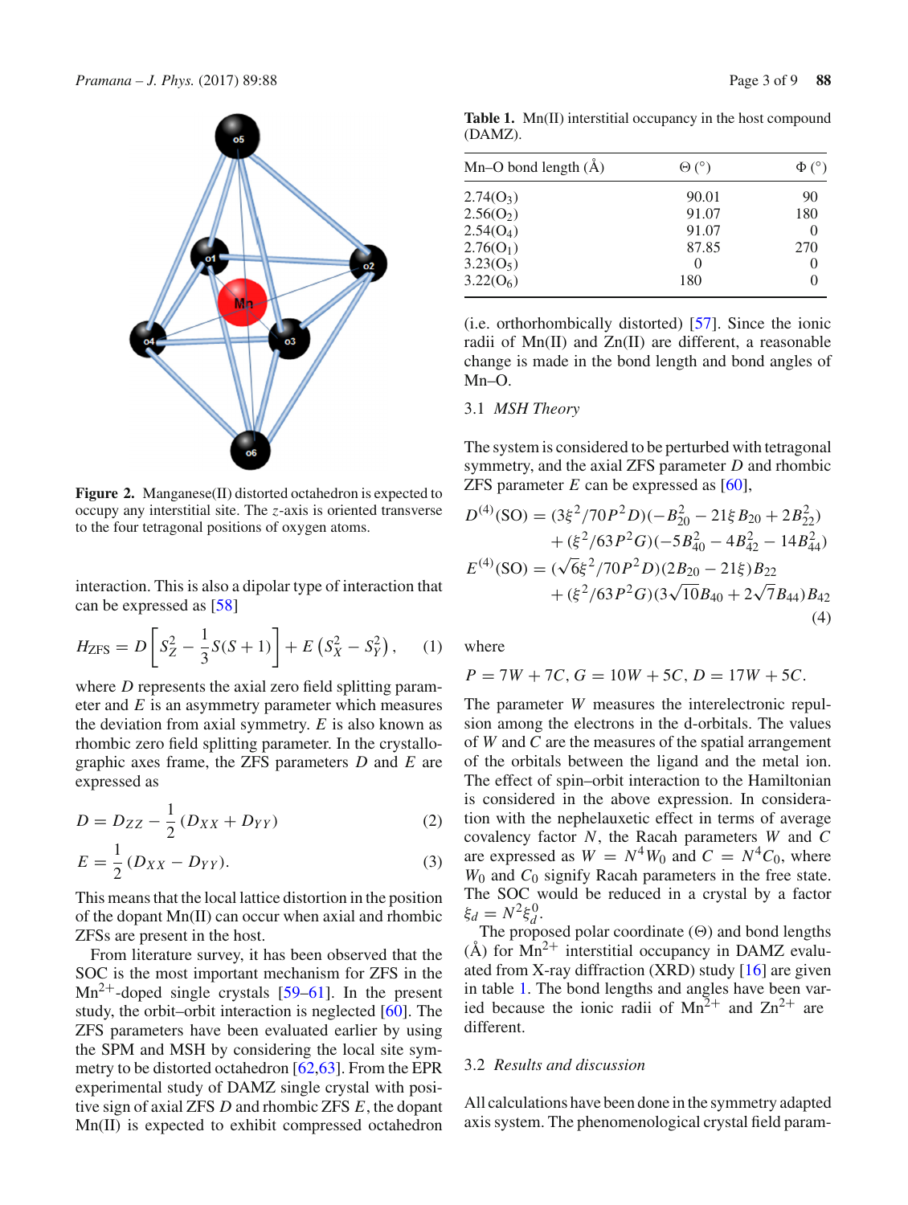Figure 2. Manganese(II) distorted octahedron is expected to occupy any interstitial site. The $z$-axis is oriented transverse to the four tetragonal positions of oxygen atoms.

interaction. This is also a dipolar type of interaction that can be expressed as [58]

$$H_{\mathrm{ZFS}} = D\left[S_Z^2 - \frac{1}{3}S(S+1)\right] + E\left(S_X^2 - S_Y^2\right), \quad (1)$$

where $D$ represents the axial zero field splitting parameter and $E$ is an asymmetry parameter which measures the deviation from axial symmetry. $E$ is also known as rhombic zero field splitting parameter. In the crystallographic axes frame, the ZFS parameters $D$ and $E$ are expressed as

$$D = D_{ZZ} - \frac{1}{2}(D_{XX} + D_{YY}) \quad (2)$$

$$E = \frac{1}{2}(D_{XX} - D_{YY}). \quad (3)$$

This means that the local lattice distortion in the position of the dopant Mn(II) can occur when axial and rhombic ZFSs are present in the host.

From literature survey, it has been observed that the SOC is the most important mechanism for ZFS in the $Mn^{2+}$-doped single crystals [59–61]. In the present study, the orbit–orbit interaction is neglected [60]. The ZFS parameters have been evaluated earlier by using the SPM and MSH by considering the local site symmetry to be distorted octahedron [62,63]. From the EPR experimental study of DAMZ single crystal with positive sign of axial ZFS $D$ and rhombic ZFS $E$, the dopant Mn(II) is expected to exhibit compressed octahedron (i.e. orthorhombically distorted) [57]. Since the ionic radii of Mn(II) and Zn(II) are different, a reasonable change is made in the bond length and bond angles of Mn–O.

**Table 1.** Mn(II) interstitial occupancy in the host compound (DAMZ).

| Mn–O bond length (Å) | Θ (°) | Φ (°) |
|---|---|---|
| 2.74($O_3$) | 90.01 | 90 |
| 2.56($O_2$) | 91.07 | 180 |
| 2.54($O_4$) | 91.07 | 0 |
| 2.76($O_1$) | 87.85 | 270 |
| 3.23($O_5$) | 0 | 0 |
| 3.22($O_6$) | 180 | 0 |

### 3.1 *MSH Theory*

The system is considered to be perturbed with tetragonal symmetry, and the axial ZFS parameter $D$ and rhombic ZFS parameter $E$ can be expressed as [60],

$$\begin{aligned} D^{(4)}(\mathrm{SO}) &= (3\xi^2/70P^2D)(-B_{20}^2 - 21\xi B_{20} + 2B_{22}^2) \\ &\quad + (\xi^2/63P^2G)(-5B_{40}^2 - 4B_{42}^2 - 14B_{44}^2) \\ E^{(4)}(\mathrm{SO}) &= (\sqrt{6}\xi^2/70P^2D)(2B_{20} - 21\xi)B_{22} \\ &\quad + (\xi^2/63P^2G)(3\sqrt{10}B_{40} + 2\sqrt{7}B_{44})B_{42} \end{aligned} \quad (4)$$

where

$$P = 7W + 7C,\ G = 10W + 5C,\ D = 17W + 5C.$$

The parameter $W$ measures the interelectronic repulsion among the electrons in the d-orbitals. The values of $W$ and $C$ are the measures of the spatial arrangement of the orbitals between the ligand and the metal ion. The effect of spin–orbit interaction to the Hamiltonian is considered in the above expression. In consideration with the nephelauxetic effect in terms of average covalency factor $N$, the Racah parameters $W$ and $C$ are expressed as $W = N^4 W_0$ and $C = N^4 C_0$, where $W_0$ and $C_0$ signify Racah parameters in the free state. The SOC would be reduced in a crystal by a factor $\xi_d = N^2 \xi_d^0$.

The proposed polar coordinate (Θ) and bond lengths (Å) for $Mn^{2+}$ interstitial occupancy in DAMZ evaluated from X-ray diffraction (XRD) study [16] are given in table 1. The bond lengths and angles have been varied because the ionic radii of $Mn^{2+}$ and $Zn^{2+}$ are different.

### 3.2 *Results and discussion*

All calculations have been done in the symmetry adapted axis system. The phenomenological crystal field param-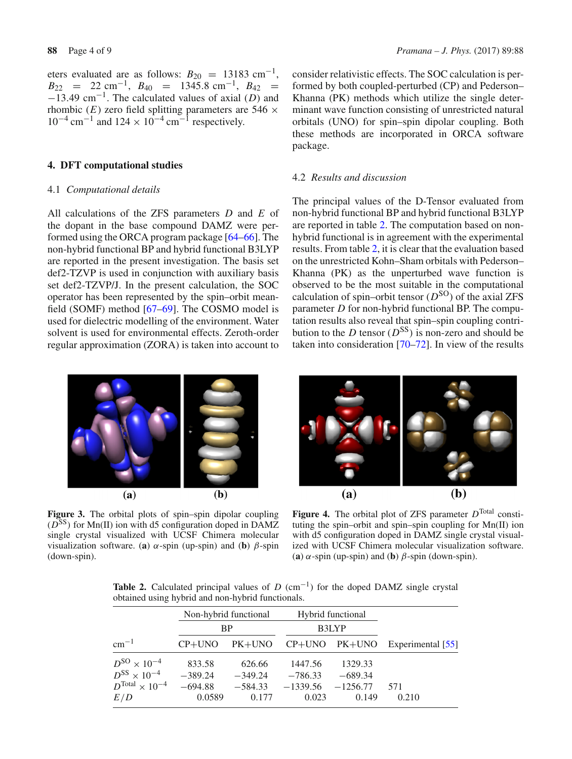eters evaluated are as follows: $B_{20} = 13183$ cm$^{-1}$, $B_{22} = 22$ cm$^{-1}$, $B_{40} = 1345.8$ cm$^{-1}$, $B_{42} = -13.49$ cm$^{-1}$. The calculated values of axial ($D$) and rhombic ($E$) zero field splitting parameters are $546 \times 10^{-4}$ cm$^{-1}$ and $124 \times 10^{-4}$ cm$^{-1}$ respectively.

## 4. DFT computational studies

### 4.1 *Computational details*

All calculations of the ZFS parameters $D$ and $E$ of the dopant in the base compound DAMZ were performed using the ORCA program package [64–66]. The non-hybrid functional BP and hybrid functional B3LYP are reported in the present investigation. The basis set def2-TZVP is used in conjunction with auxiliary basis set def2-TZVP/J. In the present calculation, the SOC operator has been represented by the spin–orbit mean-field (SOMF) method [67–69]. The COSMO model is used for dielectric modelling of the environment. Water solvent is used for environmental effects. Zeroth-order regular approximation (ZORA) is taken into account to consider relativistic effects. The SOC calculation is performed by both coupled-perturbed (CP) and Pederson–Khanna (PK) methods which utilize the single determinant wave function consisting of unrestricted natural orbitals (UNO) for spin–spin dipolar coupling. Both these methods are incorporated in ORCA software package.

### 4.2 *Results and discussion*

The principal values of the D-Tensor evaluated from non-hybrid functional BP and hybrid functional B3LYP are reported in table 2. The computation based on non-hybrid functional is in agreement with the experimental results. From table 2, it is clear that the evaluation based on the unrestricted Kohn–Sham orbitals with Pederson–Khanna (PK) as the unperturbed wave function is observed to be the most suitable in the computational calculation of spin–orbit tensor ($D^{SO}$) of the axial ZFS parameter $D$ for non-hybrid functional BP. The computation results also reveal that spin–spin coupling contribution to the $D$ tensor ($D^{SS}$) is non-zero and should be taken into consideration [70–72]. In view of the results

**Figure 3.** The orbital plots of spin–spin dipolar coupling ($D^{SS}$) for Mn(II) ion with d5 configuration doped in DAMZ single crystal visualized with UCSF Chimera molecular visualization software. (**a**) $\alpha$-spin (up-spin) and (**b**) $\beta$-spin (down-spin).

**Figure 4.** The orbital plot of ZFS parameter $D^{\text{Total}}$ constituting the spin–orbit and spin–spin coupling for Mn(II) ion with d5 configuration doped in DAMZ single crystal visualized with UCSF Chimera molecular visualization software. (**a**) $\alpha$-spin (up-spin) and (**b**) $\beta$-spin (down-spin).

**Table 2.** Calculated principal values of $D$ (cm$^{-1}$) for the doped DAMZ single crystal obtained using hybrid and non-hybrid functionals.

| | Non-hybrid functional | | Hybrid functional | | |
|---|---|---|---|---|---|
| | BP | | B3LYP | | |
| cm$^{-1}$ | CP+UNO | PK+UNO | CP+UNO | PK+UNO | Experimental [55] |
| $D^{SO} \times 10^{-4}$ | 833.58 | 626.66 | 1447.56 | 1329.33 | |
| $D^{SS} \times 10^{-4}$ | −389.24 | −349.24 | −786.33 | −689.34 | |
| $D^{\text{Total}} \times 10^{-4}$ | −694.88 | −584.33 | −1339.56 | −1256.77 | 571 |
| $E/D$ | 0.0589 | 0.177 | 0.023 | 0.149 | 0.210 |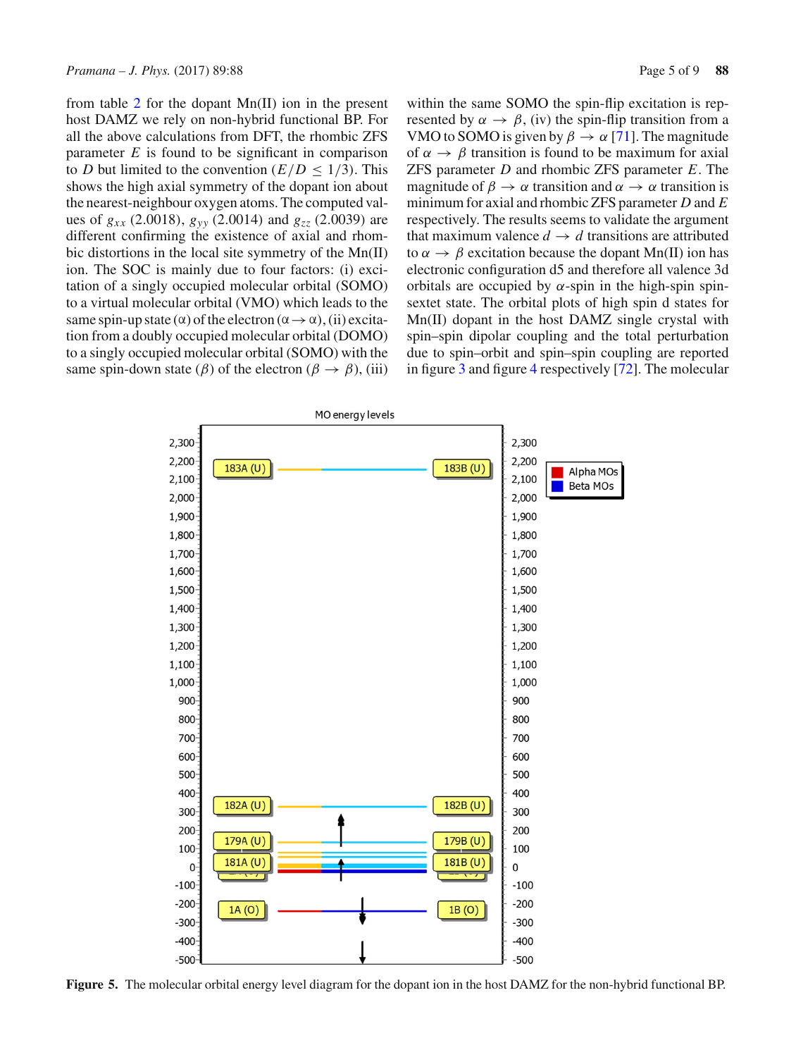from table 2 for the dopant Mn(II) ion in the present host DAMZ we rely on non-hybrid functional BP. For all the above calculations from DFT, the rhombic ZFS parameter $E$ is found to be significant in comparison to $D$ but limited to the convention ($E/D \leq 1/3$). This shows the high axial symmetry of the dopant ion about the nearest-neighbour oxygen atoms. The computed values of $g_{xx}$ (2.0018), $g_{yy}$ (2.0014) and $g_{zz}$ (2.0039) are different confirming the existence of axial and rhombic distortions in the local site symmetry of the Mn(II) ion. The SOC is mainly due to four factors: (i) excitation of a singly occupied molecular orbital (SOMO) to a virtual molecular orbital (VMO) which leads to the same spin-up state ($\alpha$) of the electron ($\alpha \rightarrow \alpha$), (ii) excitation from a doubly occupied molecular orbital (DOMO) to a singly occupied molecular orbital (SOMO) with the same spin-down state ($\beta$) of the electron ($\beta \rightarrow \beta$), (iii) within the same SOMO the spin-flip excitation is represented by $\alpha \rightarrow \beta$, (iv) the spin-flip transition from a VMO to SOMO is given by $\beta \rightarrow \alpha$ [71]. The magnitude of $\alpha \rightarrow \beta$ transition is found to be maximum for axial ZFS parameter $D$ and rhombic ZFS parameter $E$. The magnitude of $\beta \rightarrow \alpha$ transition and $\alpha \rightarrow \alpha$ transition is minimum for axial and rhombic ZFS parameter $D$ and $E$ respectively. The results seems to validate the argument that maximum valence $d \rightarrow d$ transitions are attributed to $\alpha \rightarrow \beta$ excitation because the dopant Mn(II) ion has electronic configuration d5 and therefore all valence 3d orbitals are occupied by $\alpha$-spin in the high-spin spin-sextet state. The orbital plots of high spin d states for Mn(II) dopant in the host DAMZ single crystal with spin–spin dipolar coupling and the total perturbation due to spin–orbit and spin–spin coupling are reported in figure 3 and figure 4 respectively [72]. The molecular

**Figure 5.** The molecular orbital energy level diagram for the dopant ion in the host DAMZ for the non-hybrid functional BP.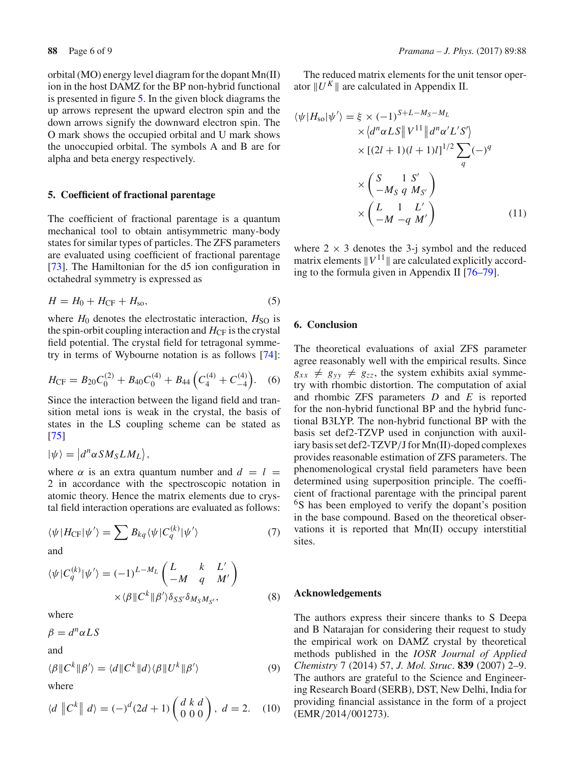orbital (MO) energy level diagram for the dopant Mn(II) ion in the host DAMZ for the BP non-hybrid functional is presented in figure 5. In the given block diagrams the up arrows represent the upward electron spin and the down arrows signify the downward electron spin. The O mark shows the occupied orbital and U mark shows the unoccupied orbital. The symbols A and B are for alpha and beta energy respectively.

## 5. Coefficient of fractional parentage

The coefficient of fractional parentage is a quantum mechanical tool to obtain antisymmetric many-body states for similar types of particles. The ZFS parameters are evaluated using coefficient of fractional parentage [73]. The Hamiltonian for the d5 ion configuration in octahedral symmetry is expressed as

$$H = H_0 + H_{\mathrm{CF}} + H_{\mathrm{so}}, \tag{5}$$

where $H_0$ denotes the electrostatic interaction, $H_{\mathrm{SO}}$ is the spin-orbit coupling interaction and $H_{\mathrm{CF}}$ is the crystal field potential. The crystal field for tetragonal symmetry in terms of Wybourne notation is as follows [74]:

$$H_{\mathrm{CF}} = B_{20}C_0^{(2)} + B_{40}C_0^{(4)} + B_{44}\left(C_4^{(4)} + C_{-4}^{(4)}\right). \tag{6}$$

Since the interaction between the ligand field and transition metal ions is weak in the crystal, the basis of states in the LS coupling scheme can be stated as [75]

$$|\psi\rangle = \left|d^n \alpha S M_S L M_L\right\rangle,$$

where $\alpha$ is an extra quantum number and $d = l = 2$ in accordance with the spectroscopic notation in atomic theory. Hence the matrix elements due to crystal field interaction operations are evaluated as follows:

$$\langle\psi|H_{\mathrm{CF}}|\psi'\rangle = \sum B_{kq}\langle\psi|C_q^{(k)}|\psi'\rangle \tag{7}$$

and

$$\langle\psi|C_q^{(k)}|\psi'\rangle = (-1)^{L-M_L}\begin{pmatrix} L & k & L' \\ -M & q & M' \end{pmatrix} \times\langle\beta\|C^k\|\beta'\rangle\delta_{SS'}\delta_{M_S M_{S'}}, \tag{8}$$

where

$$\beta = d^n \alpha L S$$

and

$$\langle\beta\|C^k\|\beta'\rangle = \langle d\|C^k\|d\rangle\langle\beta\|U^k\|\beta'\rangle \tag{9}$$

where

$$\langle d\;\|C^k\|\;d\rangle = (-)^d(2d+1)\begin{pmatrix} d & k & d \\ 0 & 0 & 0 \end{pmatrix},\; d = 2. \tag{10}$$

The reduced matrix elements for the unit tensor operator $\|U^K\|$ are calculated in Appendix II.

$$\begin{aligned}\langle\psi|H_{\mathrm{so}}|\psi'\rangle = \xi &\times (-1)^{S+L-M_S-M_L} \\ &\times\left\langle d^n\alpha L S\right\| V^{11}\left\| d^n\alpha' L' S'\right\rangle \\ &\times[(2l+1)(l+1)l]^{1/2}\sum_q(-)^q \\ &\times\begin{pmatrix} S & 1 & S' \\ -M_S & q & M_{S'} \end{pmatrix} \\ &\times\begin{pmatrix} L & 1 & L' \\ -M & -q & M' \end{pmatrix}\end{aligned} \tag{11}$$

where $2 \times 3$ denotes the 3-j symbol and the reduced matrix elements $\|V^{11}\|$ are calculated explicitly according to the formula given in Appendix II [76–79].

## 6. Conclusion

The theoretical evaluations of axial ZFS parameter agree reasonably well with the empirical results. Since $g_{xx} \neq g_{yy} \neq g_{zz}$, the system exhibits axial symmetry with rhombic distortion. The computation of axial and rhombic ZFS parameters $D$ and $E$ is reported for the non-hybrid functional BP and the hybrid functional B3LYP. The non-hybrid functional BP with the basis set def2-TZVP used in conjunction with auxiliary basis set def2-TZVP/J for Mn(II)-doped complexes provides reasonable estimation of ZFS parameters. The phenomenological crystal field parameters have been determined using superposition principle. The coefficient of fractional parentage with the principal parent $^6$S has been employed to verify the dopant's position in the base compound. Based on the theoretical observations it is reported that Mn(II) occupy interstitial sites.

## Acknowledgements

The authors express their sincere thanks to S Deepa and B Natarajan for considering their request to study the empirical work on DAMZ crystal by theoretical methods published in the *IOSR Journal of Applied Chemistry* 7 (2014) 57, *J. Mol. Struc*. **839** (2007) 2–9. The authors are grateful to the Science and Engineering Research Board (SERB), DST, New Delhi, India for providing financial assistance in the form of a project (EMR/2014/001273).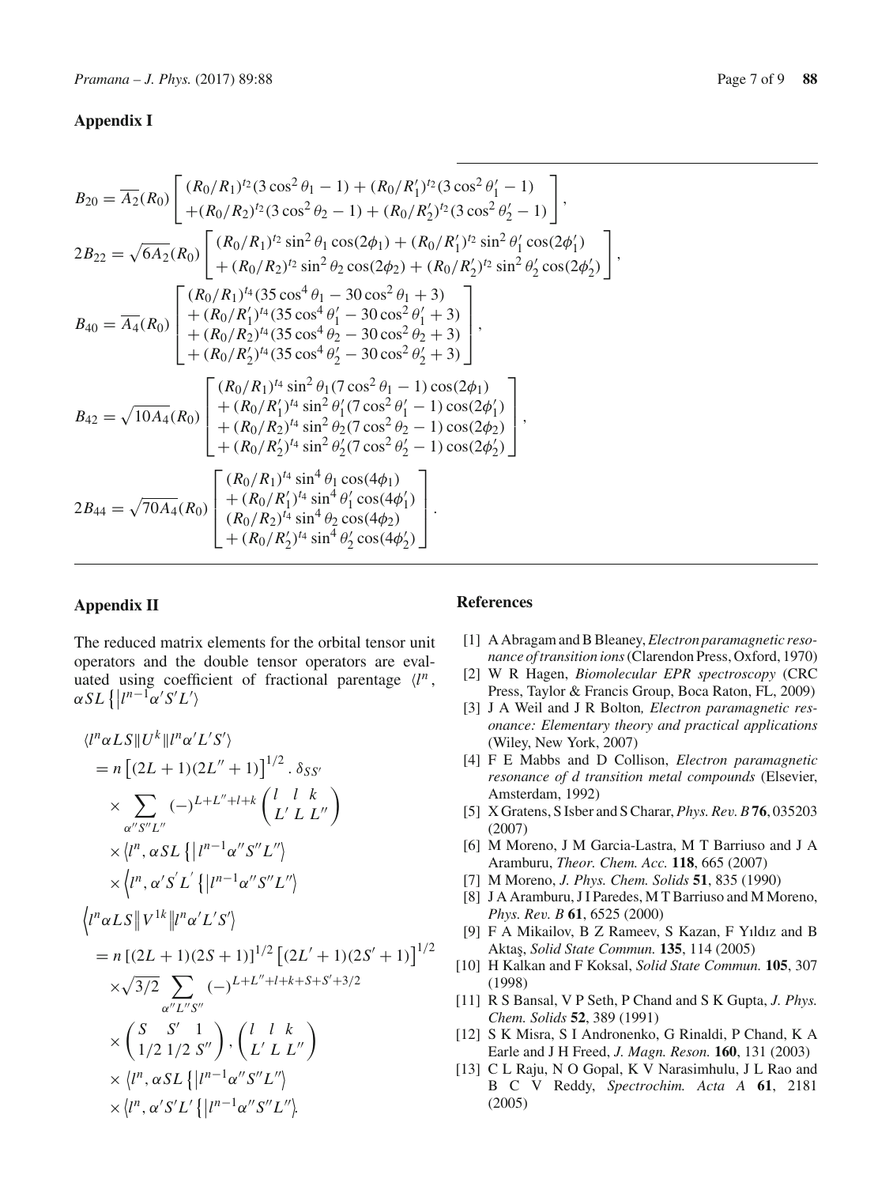## Appendix I

$$B_{20} = \overline{A_2}(R_0) \begin{bmatrix} (R_0/R_1)^{t_2}(3\cos^2\theta_1 - 1) + (R_0/R_1')^{t_2}(3\cos^2\theta_1' - 1) \\ +(R_0/R_2)^{t_2}(3\cos^2\theta_2 - 1) + (R_0/R_2')^{t_2}(3\cos^2\theta_2' - 1) \end{bmatrix},$$

$$2B_{22} = \sqrt{6A_2}(R_0) \begin{bmatrix} (R_0/R_1)^{t_2}\sin^2\theta_1\cos(2\phi_1) + (R_0/R_1')^{t_2}\sin^2\theta_1'\cos(2\phi_1') \\ + (R_0/R_2)^{t_2}\sin^2\theta_2\cos(2\phi_2) + (R_0/R_2')^{t_2}\sin^2\theta_2'\cos(2\phi_2') \end{bmatrix},$$

$$B_{40} = \overline{A_4}(R_0) \begin{bmatrix} (R_0/R_1)^{t_4}(35\cos^4\theta_1 - 30\cos^2\theta_1 + 3) \\ + (R_0/R_1')^{t_4}(35\cos^4\theta_1' - 30\cos^2\theta_1' + 3) \\ + (R_0/R_2)^{t_4}(35\cos^4\theta_2 - 30\cos^2\theta_2 + 3) \\ + (R_0/R_2')^{t_4}(35\cos^4\theta_2' - 30\cos^2\theta_2' + 3) \end{bmatrix},$$

$$B_{42} = \sqrt{10A_4}(R_0) \begin{bmatrix} (R_0/R_1)^{t_4}\sin^2\theta_1(7\cos^2\theta_1 - 1)\cos(2\phi_1) \\ + (R_0/R_1')^{t_4}\sin^2\theta_1'(7\cos^2\theta_1' - 1)\cos(2\phi_1') \\ + (R_0/R_2)^{t_4}\sin^2\theta_2(7\cos^2\theta_2 - 1)\cos(2\phi_2) \\ + (R_0/R_2')^{t_4}\sin^2\theta_2'(7\cos^2\theta_2' - 1)\cos(2\phi_2') \end{bmatrix},$$

$$2B_{44} = \sqrt{70A_4}(R_0) \begin{bmatrix} (R_0/R_1)^{t_4}\sin^4\theta_1\cos(4\phi_1) \\ + (R_0/R_1')^{t_4}\sin^4\theta_1'\cos(4\phi_1') \\ (R_0/R_2)^{t_4}\sin^4\theta_2\cos(4\phi_2) \\ + (R_0/R_2')^{t_4}\sin^4\theta_2'\cos(4\phi_2') \end{bmatrix}.$$

## Appendix II

The reduced matrix elements for the orbital tensor unit operators and the double tensor operators are evaluated using coefficient of fractional parentage $\langle l^n, \alpha SL\{|l^{n-1}\alpha' S' L'\rangle$

$$\begin{aligned}
&\langle l^n \alpha LS \| U^k \| l^n \alpha' L' S' \rangle \\
&= n\left[(2L+1)(2L''+1)\right]^{1/2} \cdot \delta_{SS'} \\
&\times \sum_{\alpha'' S'' L''} (-)^{L+L''+l+k} \begin{pmatrix} l & l & k \\ L' & L & L'' \end{pmatrix} \\
&\times \langle l^n, \alpha SL\{|l^{n-1}\alpha'' S'' L''\rangle \\
&\times \langle l^n, \alpha' S' L'\{|l^{n-1}\alpha'' S'' L''\rangle
\end{aligned}$$

$$\begin{aligned}
&\langle l^n \alpha LS \| V^{1k} \| l^n \alpha' L' S' \rangle \\
&= n\left[(2L+1)(2S+1)\right]^{1/2}\left[(2L'+1)(2S'+1)\right]^{1/2} \\
&\times \sqrt{3/2} \sum_{\alpha'' L'' S''} (-)^{L+L''+l+k+S+S'+3/2} \\
&\times \begin{pmatrix} S & S' & 1 \\ 1/2 & 1/2 & S'' \end{pmatrix}, \begin{pmatrix} l & l & k \\ L' & L & L'' \end{pmatrix} \\
&\times \langle l^n, \alpha SL\{|l^{n-1}\alpha'' S'' L''\rangle \\
&\times \langle l^n, \alpha' S' L'\{|l^{n-1}\alpha'' S'' L''\rangle.
\end{aligned}$$

## References

[1] A Abragam and B Bleaney, *Electron paramagnetic resonance of transition ions* (Clarendon Press, Oxford, 1970)

[2] W R Hagen, *Biomolecular EPR spectroscopy* (CRC Press, Taylor & Francis Group, Boca Raton, FL, 2009)

[3] J A Weil and J R Bolton, *Electron paramagnetic resonance: Elementary theory and practical applications* (Wiley, New York, 2007)

[4] F E Mabbs and D Collison, *Electron paramagnetic resonance of d transition metal compounds* (Elsevier, Amsterdam, 1992)

[5] X Gratens, S Isber and S Charar, *Phys. Rev. B* **76**, 035203 (2007)

[6] M Moreno, J M Garcia-Lastra, M T Barriuso and J A Aramburu, *Theor. Chem. Acc.* **118**, 665 (2007)

[7] M Moreno, *J. Phys. Chem. Solids* **51**, 835 (1990)

[8] J A Aramburu, J I Paredes, M T Barriuso and M Moreno, *Phys. Rev. B* **61**, 6525 (2000)

[9] F A Mikailov, B Z Rameev, S Kazan, F Yıldız and B Aktaş, *Solid State Commun.* **135**, 114 (2005)

[10] H Kalkan and F Koksal, *Solid State Commun.* **105**, 307 (1998)

[11] R S Bansal, V P Seth, P Chand and S K Gupta, *J. Phys. Chem. Solids* **52**, 389 (1991)

[12] S K Misra, S I Andronenko, G Rinaldi, P Chand, K A Earle and J H Freed, *J. Magn. Reson.* **160**, 131 (2003)

[13] C L Raju, N O Gopal, K V Narasimhulu, J L Rao and B C V Reddy, *Spectrochim. Acta A* **61**, 2181 (2005)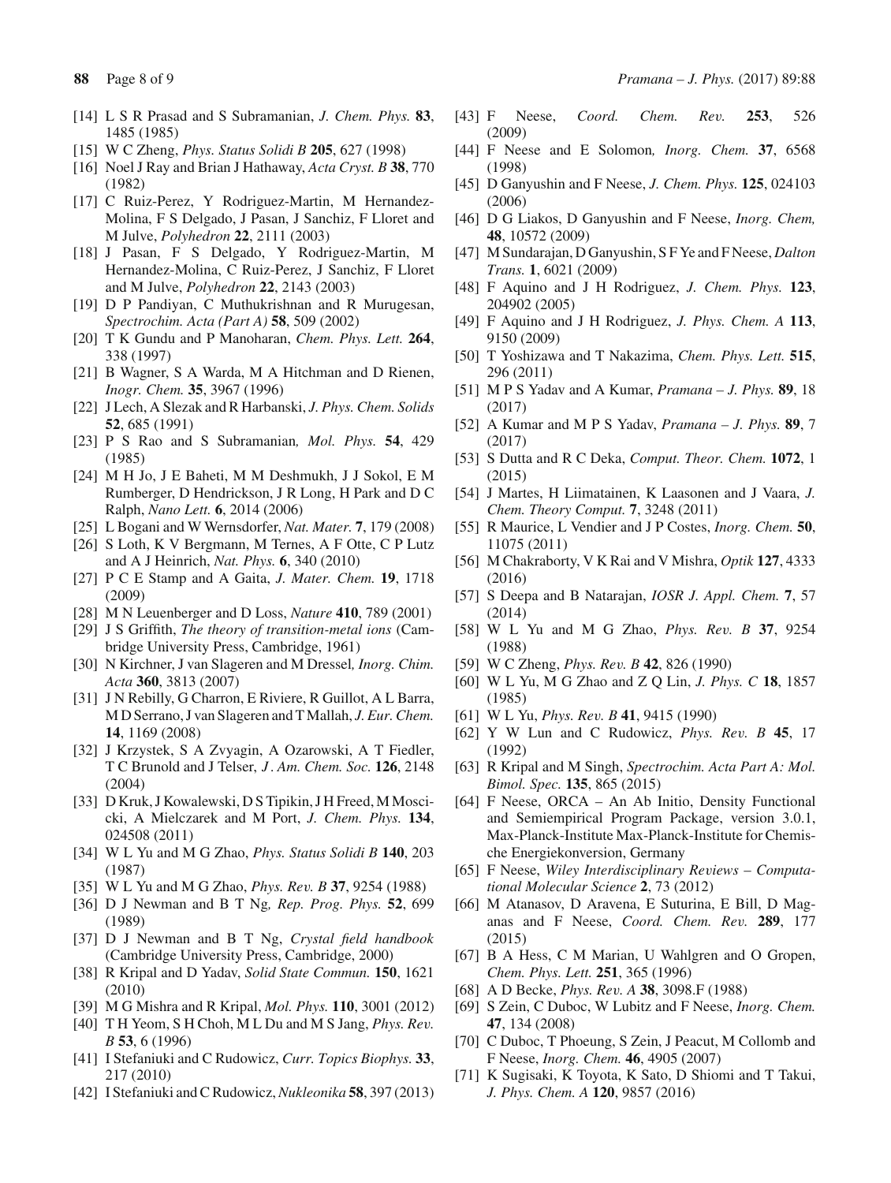[14] L S R Prasad and S Subramanian, *J. Chem. Phys.* **83**, 1485 (1985)

[15] W C Zheng, *Phys. Status Solidi B* **205**, 627 (1998)

[16] Noel J Ray and Brian J Hathaway, *Acta Cryst. B* **38**, 770 (1982)

[17] C Ruiz-Perez, Y Rodriguez-Martin, M Hernandez-Molina, F S Delgado, J Pasan, J Sanchiz, F Lloret and M Julve, *Polyhedron* **22**, 2111 (2003)

[18] J Pasan, F S Delgado, Y Rodriguez-Martin, M Hernandez-Molina, C Ruiz-Perez, J Sanchiz, F Lloret and M Julve, *Polyhedron* **22**, 2143 (2003)

[19] D P Pandiyan, C Muthukrishnan and R Murugesan, *Spectrochim. Acta (Part A)* **58**, 509 (2002)

[20] T K Gundu and P Manoharan, *Chem. Phys. Lett.* **264**, 338 (1997)

[21] B Wagner, S A Warda, M A Hitchman and D Rienen, *Inogr. Chem.* **35**, 3967 (1996)

[22] J Lech, A Slezak and R Harbanski, *J. Phys. Chem. Solids* **52**, 685 (1991)

[23] P S Rao and S Subramanian, *Mol. Phys.* **54**, 429 (1985)

[24] M H Jo, J E Baheti, M M Deshmukh, J J Sokol, E M Rumberger, D Hendrickson, J R Long, H Park and D C Ralph, *Nano Lett.* **6**, 2014 (2006)

[25] L Bogani and W Wernsdorfer, *Nat. Mater.* **7**, 179 (2008)

[26] S Loth, K V Bergmann, M Ternes, A F Otte, C P Lutz and A J Heinrich, *Nat. Phys.* **6**, 340 (2010)

[27] P C E Stamp and A Gaita, *J. Mater. Chem.* **19**, 1718 (2009)

[28] M N Leuenberger and D Loss, *Nature* **410**, 789 (2001)

[29] J S Griffith, *The theory of transition-metal ions* (Cambridge University Press, Cambridge, 1961)

[30] N Kirchner, J van Slageren and M Dressel, *Inorg. Chim. Acta* **360**, 3813 (2007)

[31] J N Rebilly, G Charron, E Riviere, R Guillot, A L Barra, M D Serrano, J van Slageren and T Mallah, *J. Eur. Chem.* **14**, 1169 (2008)

[32] J Krzystek, S A Zvyagin, A Ozarowski, A T Fiedler, T C Brunold and J Telser, *J. Am. Chem. Soc.* **126**, 2148 (2004)

[33] D Kruk, J Kowalewski, D S Tipikin, J H Freed, M Moscicki, A Mielczarek and M Port, *J. Chem. Phys.* **134**, 024508 (2011)

[34] W L Yu and M G Zhao, *Phys. Status Solidi B* **140**, 203 (1987)

[35] W L Yu and M G Zhao, *Phys. Rev. B* **37**, 9254 (1988)

[36] D J Newman and B T Ng, *Rep. Prog. Phys.* **52**, 699 (1989)

[37] D J Newman and B T Ng, *Crystal field handbook* (Cambridge University Press, Cambridge, 2000)

[38] R Kripal and D Yadav, *Solid State Commun.* **150**, 1621 (2010)

[39] M G Mishra and R Kripal, *Mol. Phys.* **110**, 3001 (2012)

[40] T H Yeom, S H Choh, M L Du and M S Jang, *Phys. Rev. B* **53**, 6 (1996)

[41] I Stefaniuki and C Rudowicz, *Curr. Topics Biophys.* **33**, 217 (2010)

[42] I Stefaniuki and C Rudowicz, *Nukleonika* **58**, 397 (2013)

[43] F Neese, *Coord. Chem. Rev.* **253**, 526 (2009)

[44] F Neese and E Solomon, *Inorg. Chem.* **37**, 6568 (1998)

[45] D Ganyushin and F Neese, *J. Chem. Phys.* **125**, 024103 (2006)

[46] D G Liakos, D Ganyushin and F Neese, *Inorg. Chem,* **48**, 10572 (2009)

[47] M Sundarajan, D Ganyushin, S F Ye and F Neese, *Dalton Trans.* **1**, 6021 (2009)

[48] F Aquino and J H Rodriguez, *J. Chem. Phys.* **123**, 204902 (2005)

[49] F Aquino and J H Rodriguez, *J. Phys. Chem. A* **113**, 9150 (2009)

[50] T Yoshizawa and T Nakazima, *Chem. Phys. Lett.* **515**, 296 (2011)

[51] M P S Yadav and A Kumar, *Pramana – J. Phys.* **89**, 18 (2017)

[52] A Kumar and M P S Yadav, *Pramana – J. Phys.* **89**, 7 (2017)

[53] S Dutta and R C Deka, *Comput. Theor. Chem.* **1072**, 1 (2015)

[54] J Martes, H Liimatainen, K Laasonen and J Vaara, *J. Chem. Theory Comput.* **7**, 3248 (2011)

[55] R Maurice, L Vendier and J P Costes, *Inorg. Chem.* **50**, 11075 (2011)

[56] M Chakraborty, V K Rai and V Mishra, *Optik* **127**, 4333 (2016)

[57] S Deepa and B Natarajan, *IOSR J. Appl. Chem.* **7**, 57 (2014)

[58] W L Yu and M G Zhao, *Phys. Rev. B* **37**, 9254 (1988)

[59] W C Zheng, *Phys. Rev. B* **42**, 826 (1990)

[60] W L Yu, M G Zhao and Z Q Lin, *J. Phys. C* **18**, 1857 (1985)

[61] W L Yu, *Phys. Rev. B* **41**, 9415 (1990)

[62] Y W Lun and C Rudowicz, *Phys. Rev. B* **45**, 17 (1992)

[63] R Kripal and M Singh, *Spectrochim. Acta Part A: Mol. Bimol. Spec.* **135**, 865 (2015)

[64] F Neese, ORCA – An Ab Initio, Density Functional and Semiempirical Program Package, version 3.0.1, Max-Planck-Institute Max-Planck-Institute for Chemische Energiekonversion, Germany

[65] F Neese, *Wiley Interdisciplinary Reviews – Computational Molecular Science* **2**, 73 (2012)

[66] M Atanasov, D Aravena, E Suturina, E Bill, D Maganas and F Neese, *Coord. Chem. Rev.* **289**, 177 (2015)

[67] B A Hess, C M Marian, U Wahlgren and O Gropen, *Chem. Phys. Lett.* **251**, 365 (1996)

[68] A D Becke, *Phys. Rev. A* **38**, 3098.F (1988)

[69] S Zein, C Duboc, W Lubitz and F Neese, *Inorg. Chem.* **47**, 134 (2008)

[70] C Duboc, T Phoeung, S Zein, J Peacut, M Collomb and F Neese, *Inorg. Chem.* **46**, 4905 (2007)

[71] K Sugisaki, K Toyota, K Sato, D Shiomi and T Takui, *J. Phys. Chem. A* **120**, 9857 (2016)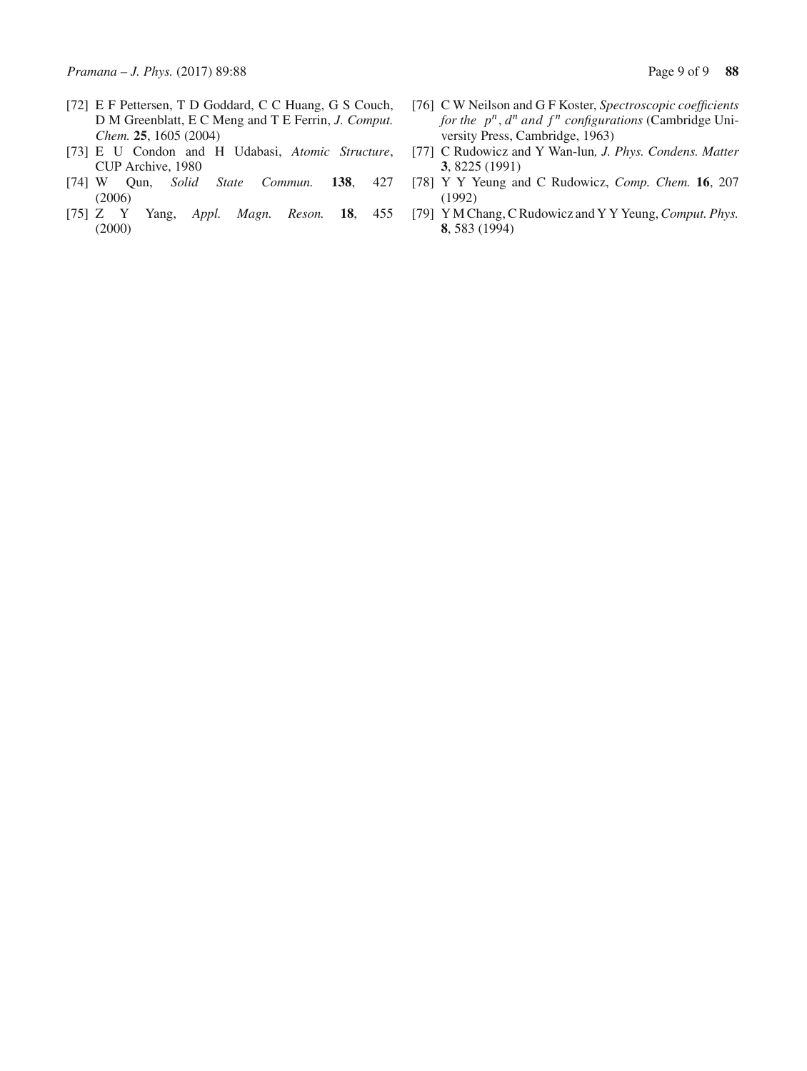[72] E F Pettersen, T D Goddard, C C Huang, G S Couch, D M Greenblatt, E C Meng and T E Ferrin, *J. Comput. Chem.* **25**, 1605 (2004)

[73] E U Condon and H Udabasi, *Atomic Structure*, CUP Archive, 1980

[74] W Qun, *Solid State Commun.* **138**, 427 (2006)

[75] Z Y Yang, *Appl. Magn. Reson.* **18**, 455 (2000)

[76] C W Neilson and G F Koster, *Spectroscopic coefficients for the* $p^n$, $d^n$ *and* $f^n$ *configurations* (Cambridge University Press, Cambridge, 1963)

[77] C Rudowicz and Y Wan-lun, *J. Phys. Condens. Matter* **3**, 8225 (1991)

[78] Y Y Yeung and C Rudowicz, *Comp. Chem.* **16**, 207 (1992)

[79] Y M Chang, C Rudowicz and Y Y Yeung, *Comput. Phys.* **8**, 583 (1994)